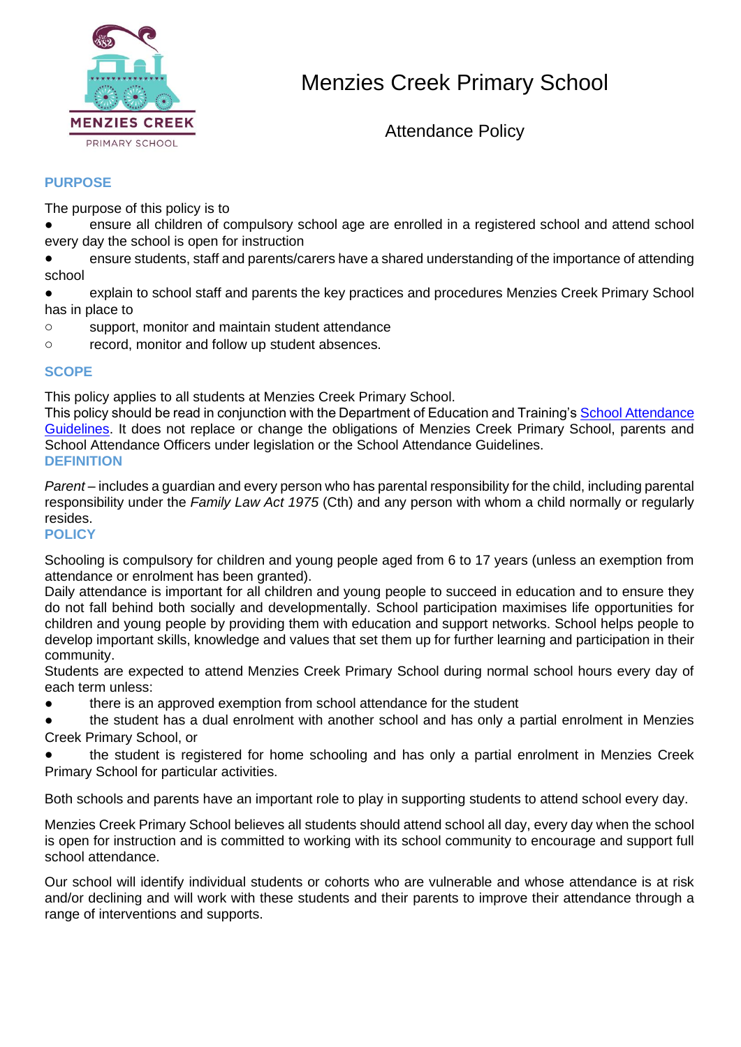# Menzies Creek Primary School

## Attendance Policy

## PURPOSE

The purpose of this policy is to

- ensure all children of compulsory school age are enrolled in a registered school and attend school every day the school is open for instruction
- ensure students, staff and parents/carers have a shared understanding of the importance of attending school
- explain to school staff and parents the key practices and procedures Menzies Creek Primary School has in place to
  - support, monitor and maintain student attendance
  - record, monitor and follow up student absences.

## SCOPE

This policy applies to all students at Menzies Creek Primary School.

This policy should be read in conjunction with the Department of Education and Training's School Attendance Guidelines. It does not replace or change the obligations of Menzies Creek Primary School, parents and School Attendance Officers under legislation or the School Attendance Guidelines.

## DEFINITION

*Parent* – includes a guardian and every person who has parental responsibility for the child, including parental responsibility under the *Family Law Act 1975* (Cth) and any person with whom a child normally or regularly resides.

## POLICY

Schooling is compulsory for children and young people aged from 6 to 17 years (unless an exemption from attendance or enrolment has been granted).

Daily attendance is important for all children and young people to succeed in education and to ensure they do not fall behind both socially and developmentally. School participation maximises life opportunities for children and young people by providing them with education and support networks. School helps people to develop important skills, knowledge and values that set them up for further learning and participation in their community.

Students are expected to attend Menzies Creek Primary School during normal school hours every day of each term unless:

- there is an approved exemption from school attendance for the student
- the student has a dual enrolment with another school and has only a partial enrolment in Menzies Creek Primary School, or
- the student is registered for home schooling and has only a partial enrolment in Menzies Creek Primary School for particular activities.

Both schools and parents have an important role to play in supporting students to attend school every day.

Menzies Creek Primary School believes all students should attend school all day, every day when the school is open for instruction and is committed to working with its school community to encourage and support full school attendance.

Our school will identify individual students or cohorts who are vulnerable and whose attendance is at risk and/or declining and will work with these students and their parents to improve their attendance through a range of interventions and supports.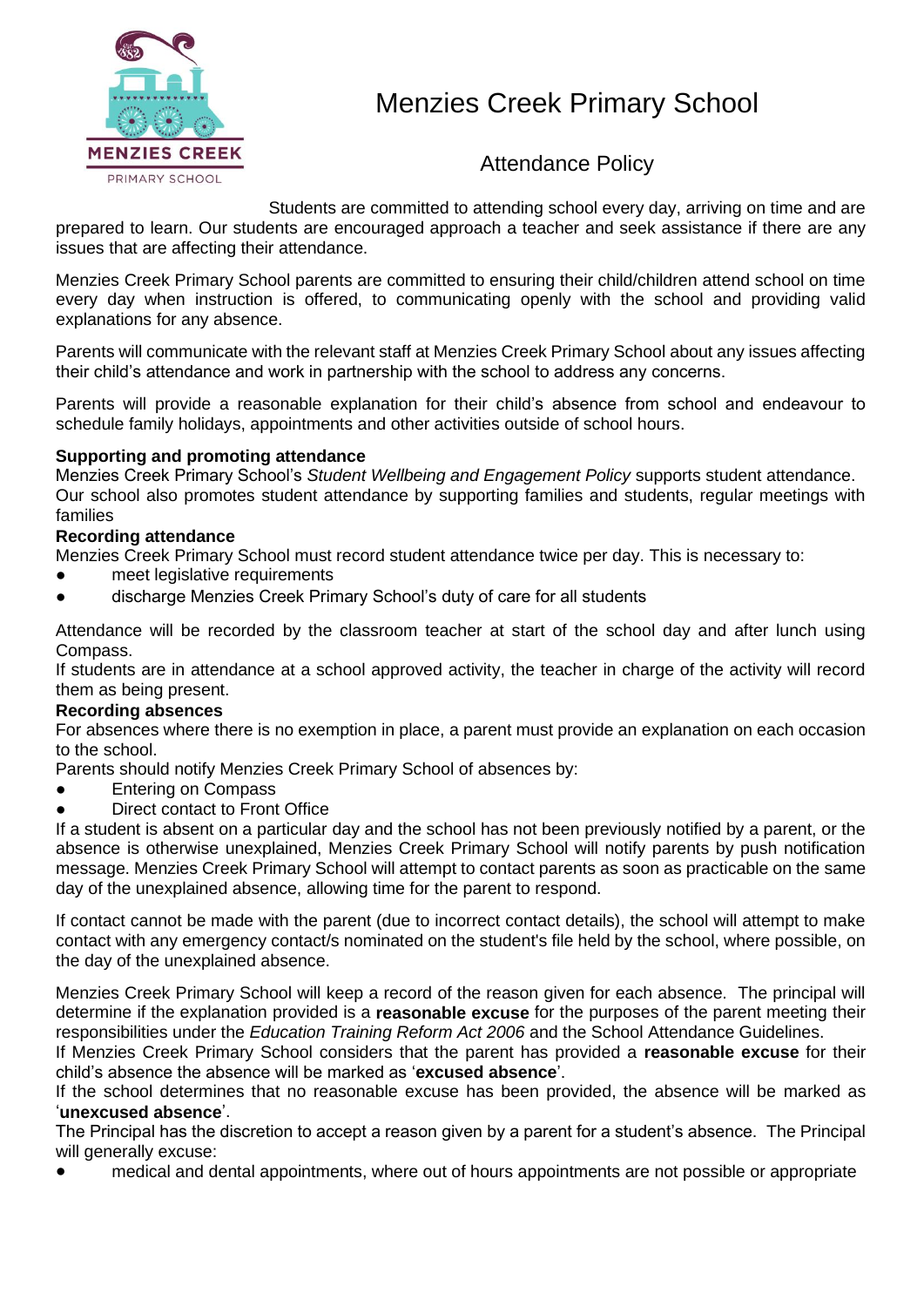# Menzies Creek Primary School

## Attendance Policy

Students are committed to attending school every day, arriving on time and are prepared to learn. Our students are encouraged approach a teacher and seek assistance if there are any issues that are affecting their attendance.

Menzies Creek Primary School parents are committed to ensuring their child/children attend school on time every day when instruction is offered, to communicating openly with the school and providing valid explanations for any absence.

Parents will communicate with the relevant staff at Menzies Creek Primary School about any issues affecting their child's attendance and work in partnership with the school to address any concerns.

Parents will provide a reasonable explanation for their child's absence from school and endeavour to schedule family holidays, appointments and other activities outside of school hours.

**Supporting and promoting attendance**

Menzies Creek Primary School's *Student Wellbeing and Engagement Policy* supports student attendance. Our school also promotes student attendance by supporting families and students, regular meetings with families

**Recording attendance**

Menzies Creek Primary School must record student attendance twice per day. This is necessary to:

- meet legislative requirements
- discharge Menzies Creek Primary School's duty of care for all students

Attendance will be recorded by the classroom teacher at start of the school day and after lunch using Compass.

If students are in attendance at a school approved activity, the teacher in charge of the activity will record them as being present.

**Recording absences**

For absences where there is no exemption in place, a parent must provide an explanation on each occasion to the school.

Parents should notify Menzies Creek Primary School of absences by:

- Entering on Compass
- Direct contact to Front Office

If a student is absent on a particular day and the school has not been previously notified by a parent, or the absence is otherwise unexplained, Menzies Creek Primary School will notify parents by push notification message. Menzies Creek Primary School will attempt to contact parents as soon as practicable on the same day of the unexplained absence, allowing time for the parent to respond.

If contact cannot be made with the parent (due to incorrect contact details), the school will attempt to make contact with any emergency contact/s nominated on the student's file held by the school, where possible, on the day of the unexplained absence.

Menzies Creek Primary School will keep a record of the reason given for each absence. The principal will determine if the explanation provided is a **reasonable excuse** for the purposes of the parent meeting their responsibilities under the *Education Training Reform Act 2006* and the School Attendance Guidelines.

If Menzies Creek Primary School considers that the parent has provided a **reasonable excuse** for their child's absence the absence will be marked as '**excused absence**'.

If the school determines that no reasonable excuse has been provided, the absence will be marked as '**unexcused absence**'.

The Principal has the discretion to accept a reason given by a parent for a student's absence. The Principal will generally excuse:

- medical and dental appointments, where out of hours appointments are not possible or appropriate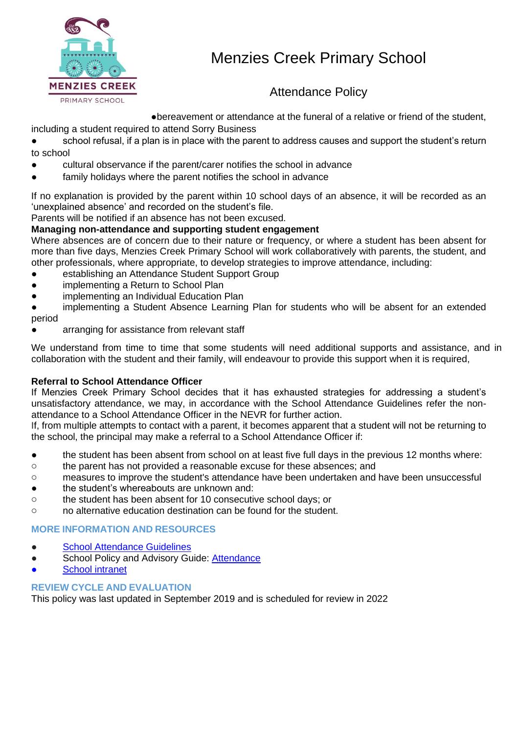- bereavement or attendance at the funeral of a relative or friend of the student, including a student required to attend Sorry Business
- school refusal, if a plan is in place with the parent to address causes and support the student's return to school
- cultural observance if the parent/carer notifies the school in advance
- family holidays where the parent notifies the school in advance

If no explanation is provided by the parent within 10 school days of an absence, it will be recorded as an 'unexplained absence' and recorded on the student's file.
Parents will be notified if an absence has not been excused.

**Managing non-attendance and supporting student engagement**
Where absences are of concern due to their nature or frequency, or where a student has been absent for more than five days, Menzies Creek Primary School will work collaboratively with parents, the student, and other professionals, where appropriate, to develop strategies to improve attendance, including:

- establishing an Attendance Student Support Group
- implementing a Return to School Plan
- implementing an Individual Education Plan
- implementing a Student Absence Learning Plan for students who will be absent for an extended period
- arranging for assistance from relevant staff

We understand from time to time that some students will need additional supports and assistance, and in collaboration with the student and their family, will endeavour to provide this support when it is required,

**Referral to School Attendance Officer**
If Menzies Creek Primary School decides that it has exhausted strategies for addressing a student's unsatisfactory attendance, we may, in accordance with the School Attendance Guidelines refer the non-attendance to a School Attendance Officer in the NEVR for further action.
If, from multiple attempts to contact with a parent, it becomes apparent that a student will not be returning to the school, the principal may make a referral to a School Attendance Officer if:

- the student has been absent from school on at least five full days in the previous 12 months where:
  - the parent has not provided a reasonable excuse for these absences; and
  - measures to improve the student's attendance have been undertaken and have been unsuccessful
- the student's whereabouts are unknown and:
  - the student has been absent for 10 consecutive school days; or
  - no alternative education destination can be found for the student.

## MORE INFORMATION AND RESOURCES

- School Attendance Guidelines
- School Policy and Advisory Guide: Attendance
- School intranet

## REVIEW CYCLE AND EVALUATION

This policy was last updated in September 2019 and is scheduled for review in 2022